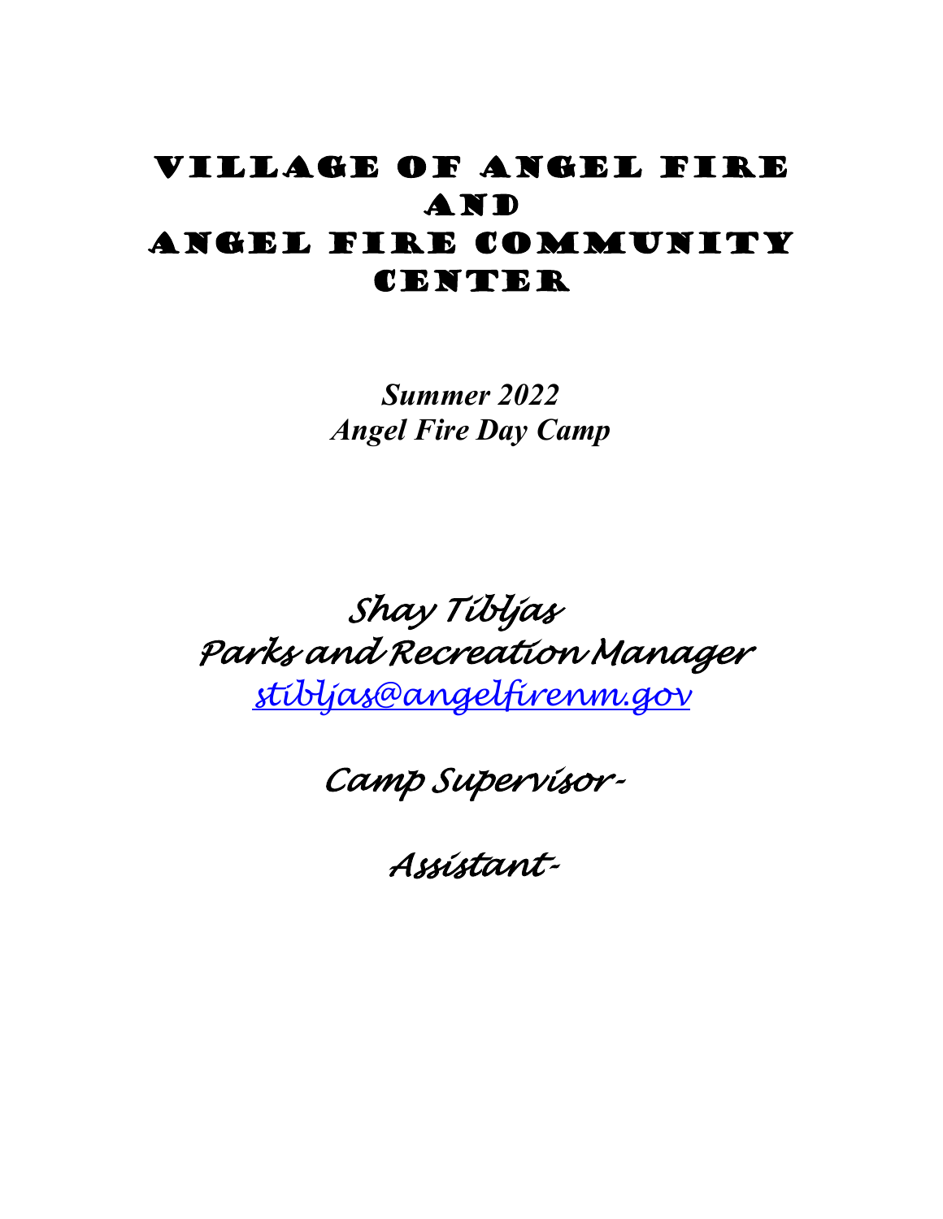# Village of Angel Fire and Angel Fire Community Center

***Summer 2022***
***Angel Fire Day Camp***

*Shay Tibljas*
*Parks and Recreation Manager*
*stibljas@angelfirenm.gov*

*Camp Supervisor-*

*Assistant-*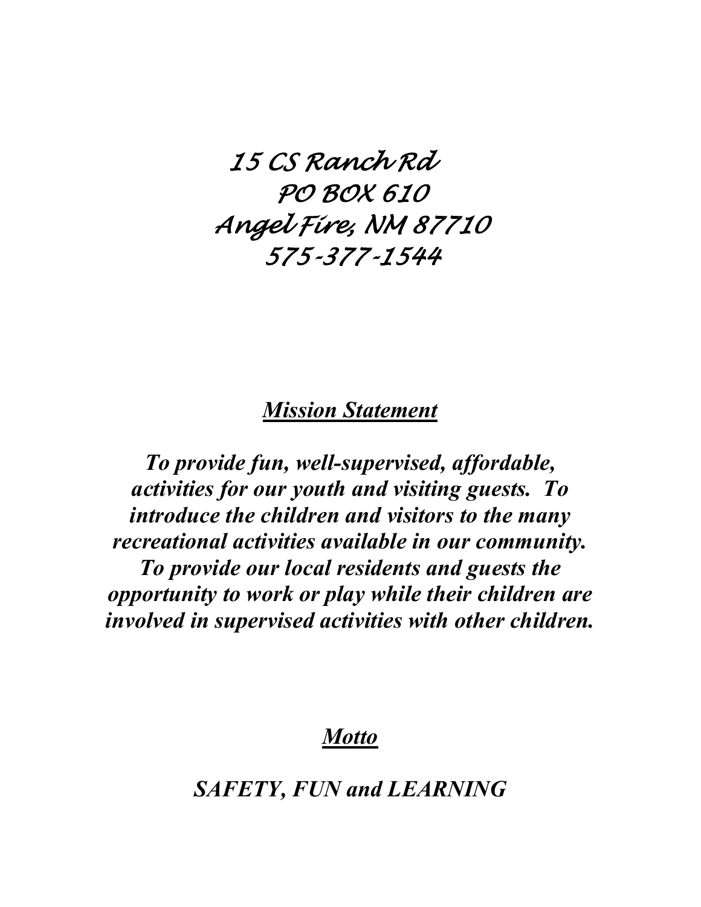*15 CS Ranch Rd*
*PO BOX 610*
*Angel Fire, NM 87710*
*575-377-1544*

## ***Mission Statement***

***To provide fun, well-supervised, affordable, activities for our youth and visiting guests. To introduce the children and visitors to the many recreational activities available in our community. To provide our local residents and guests the opportunity to work or play while their children are involved in supervised activities with other children.***

## ***Motto***

***SAFETY, FUN and LEARNING***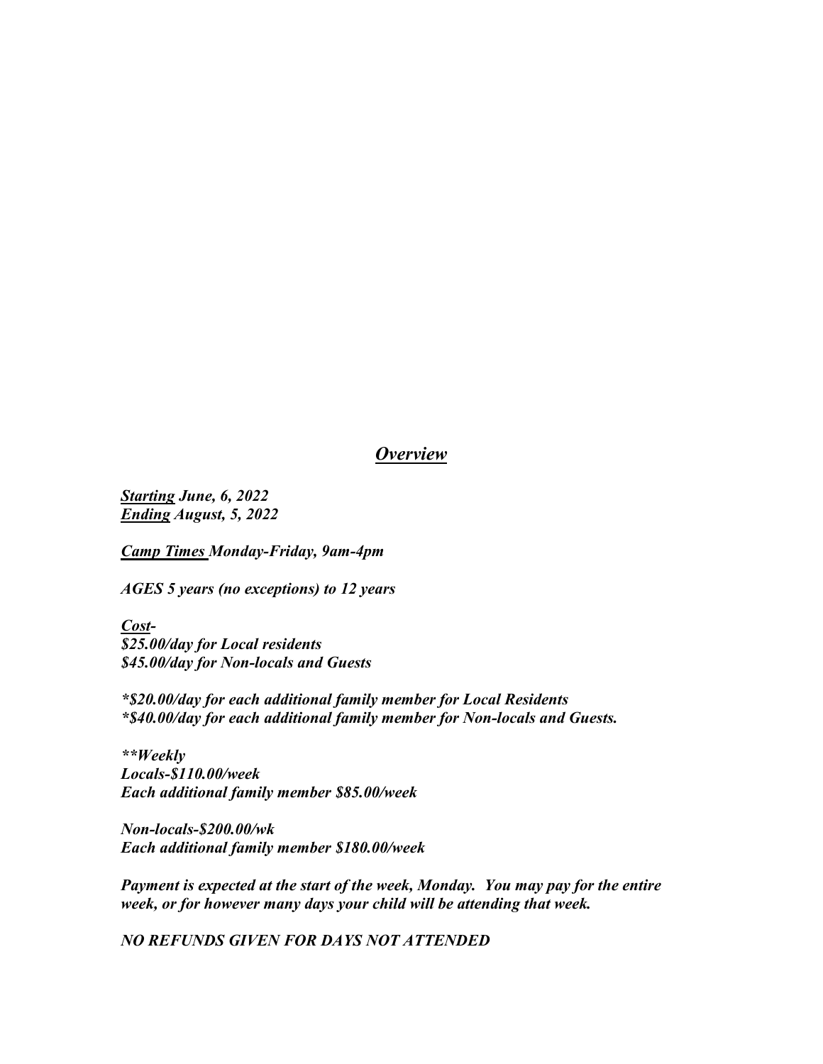## ***Overview***

***Starting** June, 6, 2022*
***Ending** August, 5, 2022*

***Camp Times** Monday-Friday, 9am-4pm*

***AGES 5 years (no exceptions) to 12 years***

***Cost-***
***$25.00/day for Local residents***
***$45.00/day for Non-locals and Guests***

****$20.00/day for each additional family member for Local Residents***
****$40.00/day for each additional family member for Non-locals and Guests.***

*****Weekly***
***Locals-$110.00/week***
***Each additional family member $85.00/week***

***Non-locals-$200.00/wk***
***Each additional family member $180.00/week***

***Payment is expected at the start of the week, Monday. You may pay for the entire week, or for however many days your child will be attending that week.***

***NO REFUNDS GIVEN FOR DAYS NOT ATTENDED***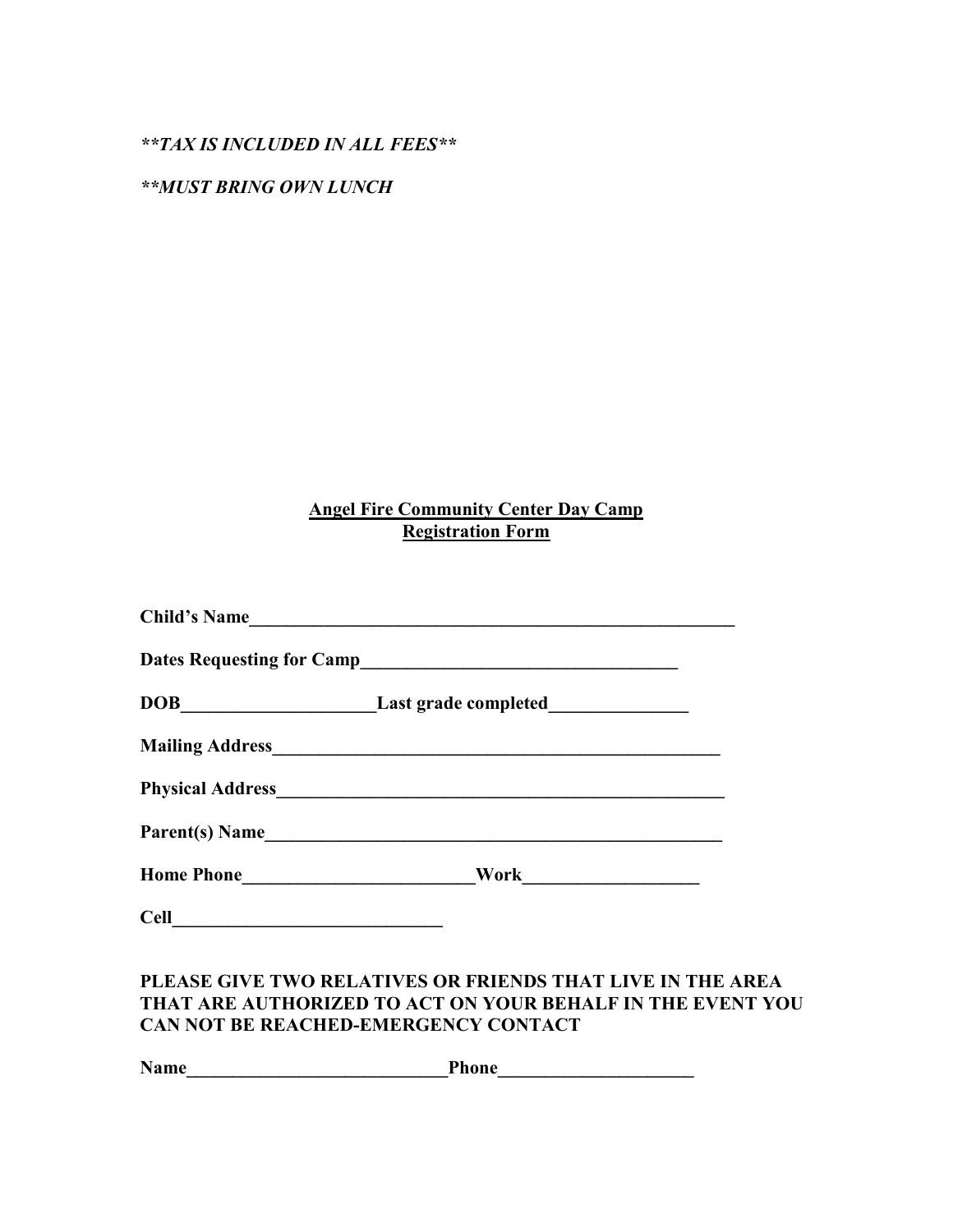***\*TAX IS INCLUDED IN ALL FEES\*\****

***\*MUST BRING OWN LUNCH***

**Angel Fire Community Center Day Camp**
**Registration Form**

**Child's Name**_______________________________________________

**Dates Requesting for Camp**_____________________________

**DOB**___________________ **Last grade completed**______________

**Mailing Address**____________________________________________

**Physical Address**___________________________________________

**Parent(s) Name**_____________________________________________

**Home Phone**_______________________ **Work**_________________

**Cell**__________________________

**PLEASE GIVE TWO RELATIVES OR FRIENDS THAT LIVE IN THE AREA THAT ARE AUTHORIZED TO ACT ON YOUR BEHALF IN THE EVENT YOU CAN NOT BE REACHED-EMERGENCY CONTACT**

**Name**__________________________ **Phone**___________________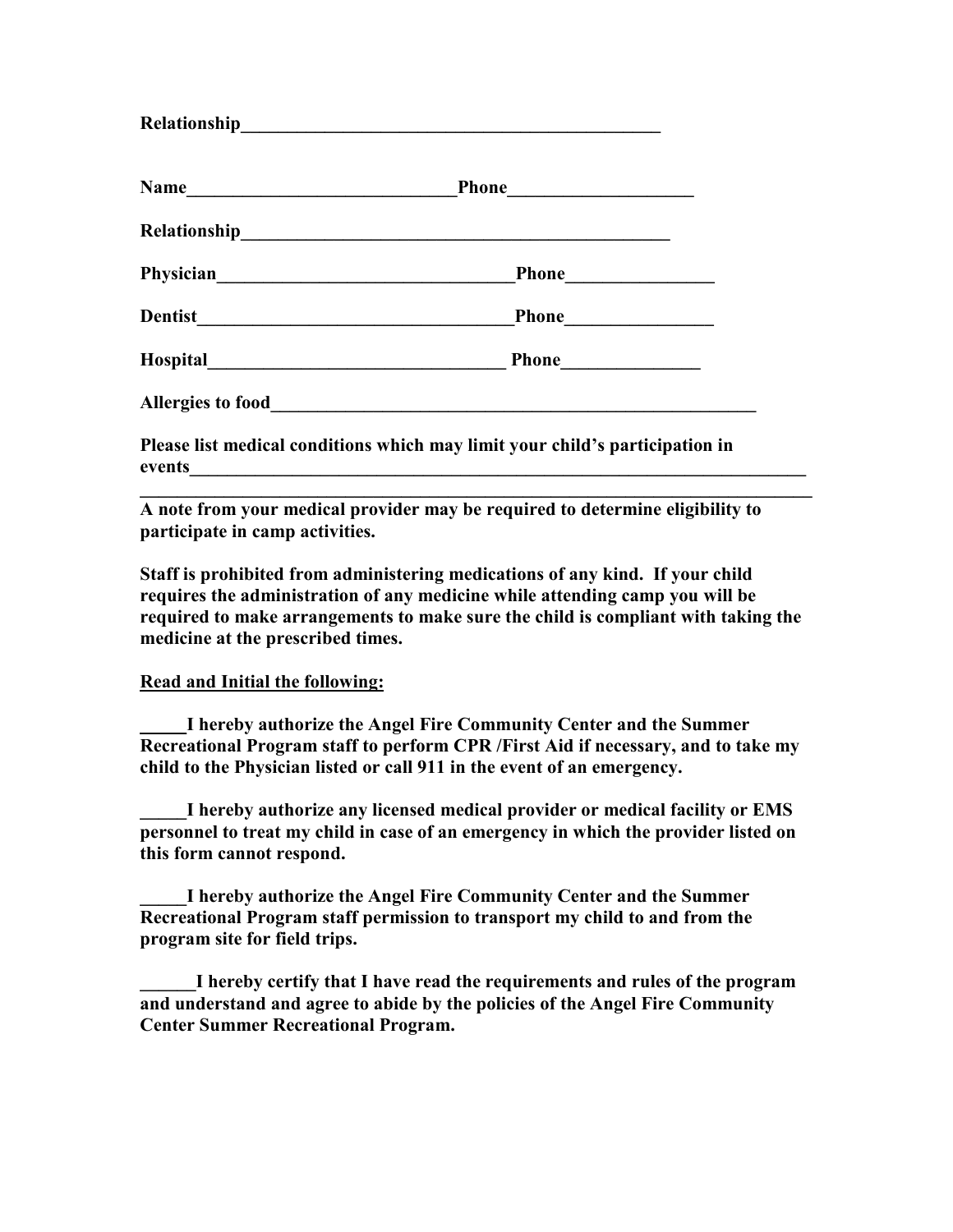**Relationship_______________________________________________**

**Name______________________________Phone____________________**

**Relationship_______________________________________________**

**Physician_________________________________Phone________________**

**Dentist___________________________________Phone________________**

**Hospital_________________________________ Phone_______________**

**Allergies to food_______________________________________________________**

**Please list medical conditions which may limit your child's participation in events______________________________________________________________________**

**___________________________________________________________________________**

**A note from your medical provider may be required to determine eligibility to participate in camp activities.**

**Staff is prohibited from administering medications of any kind. If your child requires the administration of any medicine while attending camp you will be required to make arrangements to make sure the child is compliant with taking the medicine at the prescribed times.**

**<u>Read and Initial the following:</u>**

**_____I hereby authorize the Angel Fire Community Center and the Summer Recreational Program staff to perform CPR /First Aid if necessary, and to take my child to the Physician listed or call 911 in the event of an emergency.**

**_____I hereby authorize any licensed medical provider or medical facility or EMS personnel to treat my child in case of an emergency in which the provider listed on this form cannot respond.**

**_____I hereby authorize the Angel Fire Community Center and the Summer Recreational Program staff permission to transport my child to and from the program site for field trips.**

**______I hereby certify that I have read the requirements and rules of the program and understand and agree to abide by the policies of the Angel Fire Community Center Summer Recreational Program.**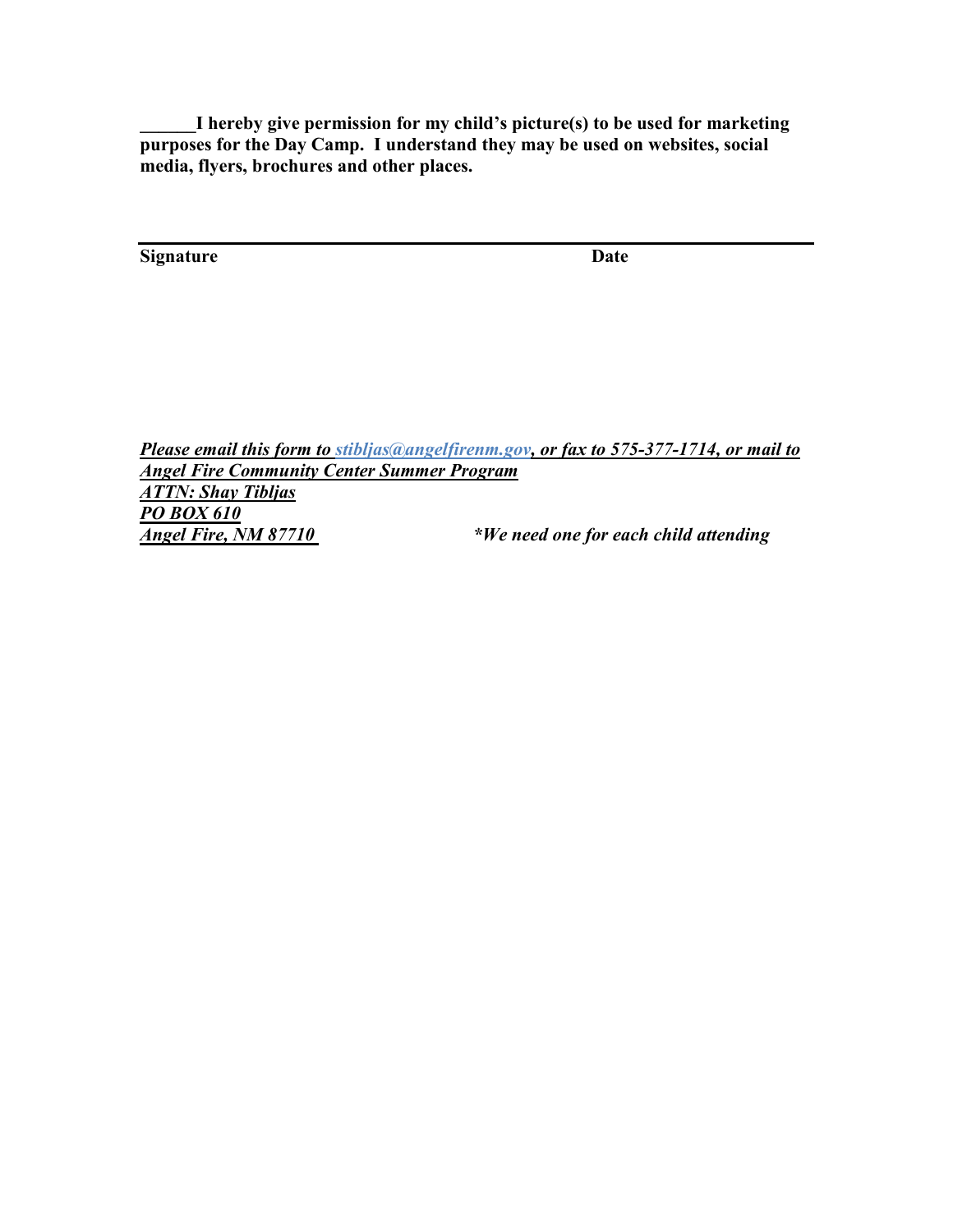**______I hereby give permission for my child's picture(s) to be used for marketing purposes for the Day Camp.  I understand they may be used on websites, social media, flyers, brochures and other places.**

**Signature** **Date**

***Please email this form to stibljas@angelfirenm.gov, or fax to 575-377-1714, or mail to***
***Angel Fire Community Center Summer Program***
***ATTN: Shay Tibljas***
***PO BOX 610***
***Angel Fire, NM 87710***

***We need one for each child attending**